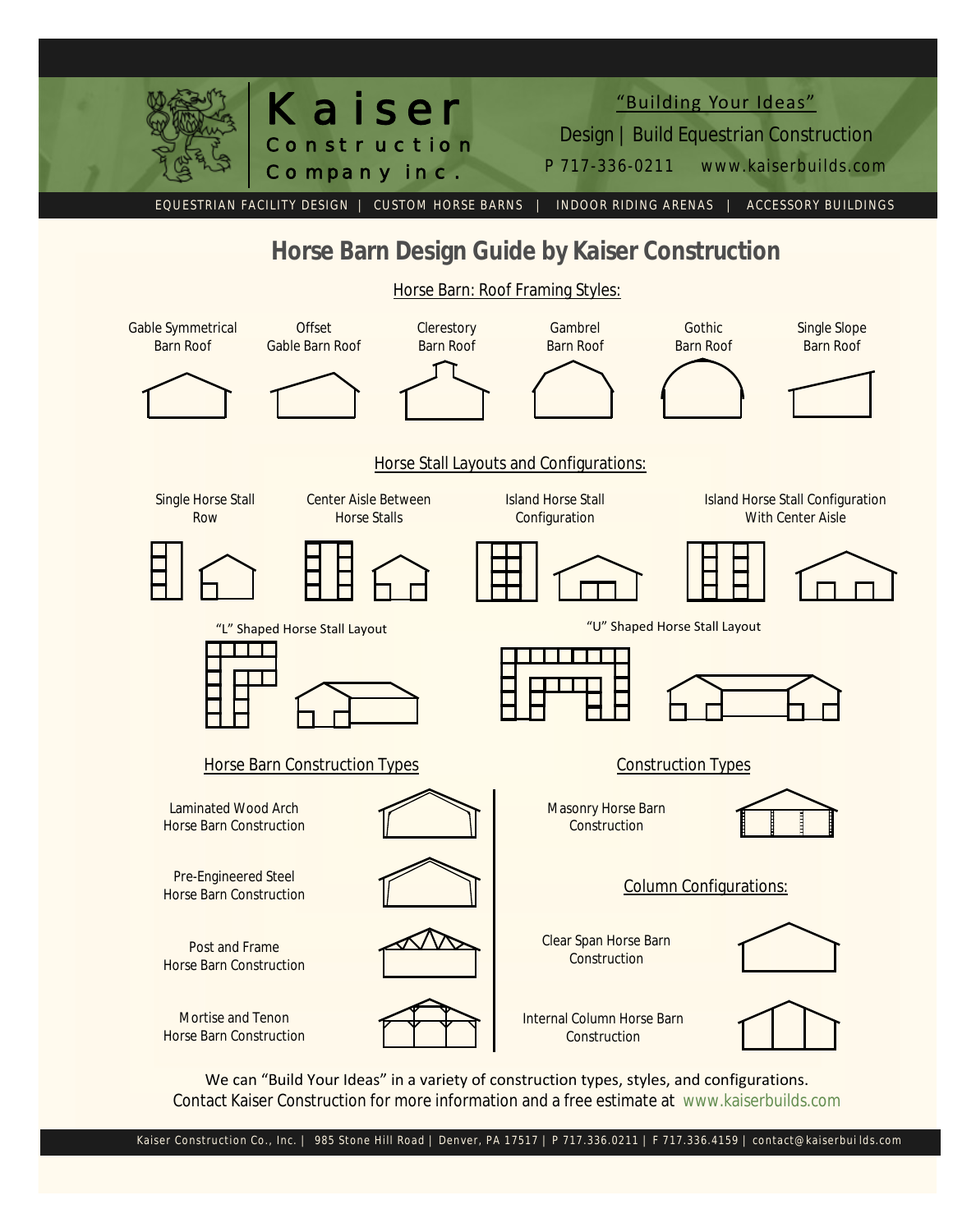# Kaiser Construction Company inc.

"Building Your Ideas"

Design | Build Equestrian Construction

P 717-336-0211    www.kaiserbuilds.com

EQUESTRIAN FACILITY DESIGN | CUSTOM HORSE BARNS | INDOOR RIDING ARENAS | ACCESSORY BUILDINGS

## Horse Barn Design Guide by Kaiser Construction

### Horse Barn: Roof Framing Styles:

- Gable Symmetrical Barn Roof
- Offset Gable Barn Roof
- Clerestory Barn Roof
- Gambrel Barn Roof
- Gothic Barn Roof
- Single Slope Barn Roof

### Horse Stall Layouts and Configurations:

- Single Horse Stall Row
- Center Aisle Between Horse Stalls
- Island Horse Stall Configuration
- Island Horse Stall Configuration With Center Aisle
- "L" Shaped Horse Stall Layout
- "U" Shaped Horse Stall Layout

### Horse Barn Construction Types

- Laminated Wood Arch Horse Barn Construction
- Pre-Engineered Steel Horse Barn Construction
- Post and Frame Horse Barn Construction
- Mortise and Tenon Horse Barn Construction

### Construction Types

- Masonry Horse Barn Construction

### Column Configurations:

- Clear Span Horse Barn Construction
- Internal Column Horse Barn Construction

We can "Build Your Ideas" in a variety of construction types, styles, and configurations.
Contact Kaiser Construction for more information and a free estimate at www.kaiserbuilds.com

Kaiser Construction Co., Inc. | 985 Stone Hill Road | Denver, PA 17517 | P 717.336.0211 | F 717.336.4159 | contact@kaiserbuilds.com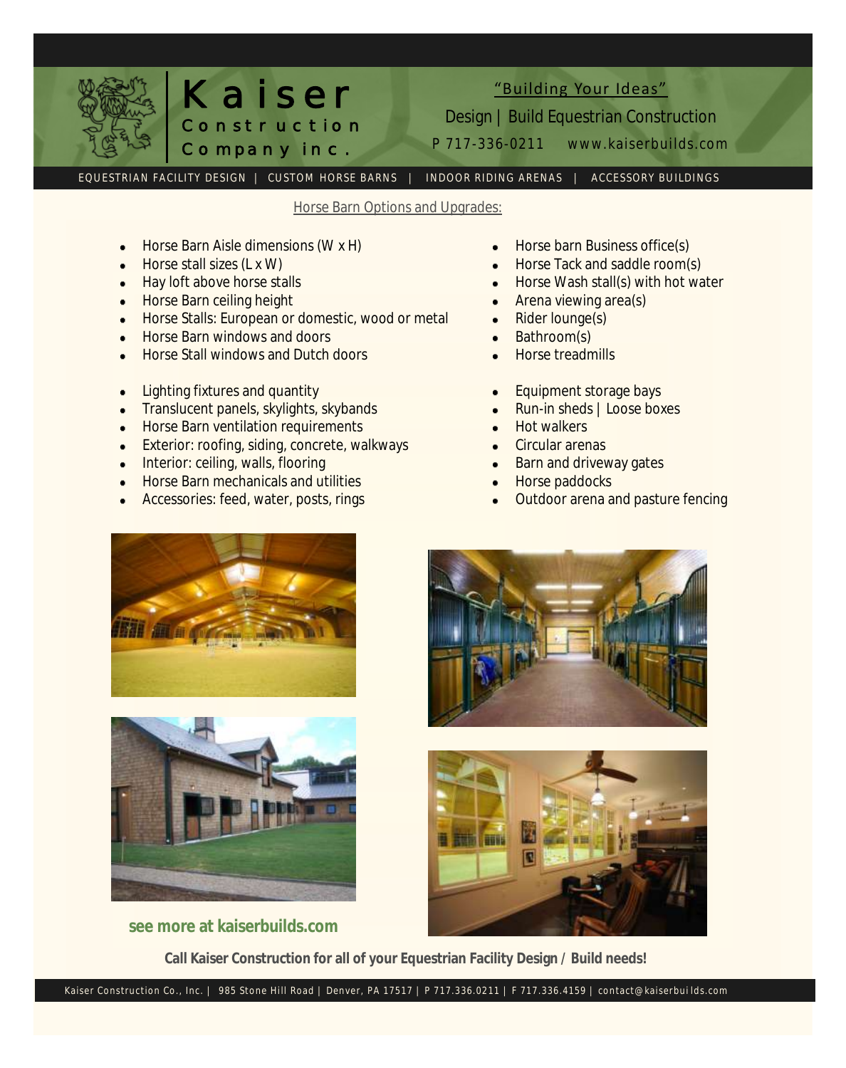# Kaiser Construction Company inc.

"Building Your Ideas"

Design | Build Equestrian Construction

P 717-336-0211 www.kaiserbuilds.com

EQUESTRIAN FACILITY DESIGN | CUSTOM HORSE BARNS | INDOOR RIDING ARENAS | ACCESSORY BUILDINGS

## Horse Barn Options and Upgrades:

- Horse Barn Aisle dimensions (W x H)
- Horse stall sizes (L x W)
- Hay loft above horse stalls
- Horse Barn ceiling height
- Horse Stalls: European or domestic, wood or metal
- Horse Barn windows and doors
- Horse Stall windows and Dutch doors

- Lighting fixtures and quantity
- Translucent panels, skylights, skybands
- Horse Barn ventilation requirements
- Exterior: roofing, siding, concrete, walkways
- Interior: ceiling, walls, flooring
- Horse Barn mechanicals and utilities
- Accessories: feed, water, posts, rings

- Horse barn Business office(s)
- Horse Tack and saddle room(s)
- Horse Wash stall(s) with hot water
- Arena viewing area(s)
- Rider lounge(s)
- Bathroom(s)
- Horse treadmills

- Equipment storage bays
- Run-in sheds | Loose boxes
- Hot walkers
- Circular arenas
- Barn and driveway gates
- Horse paddocks
- Outdoor arena and pasture fencing

**see more at kaiserbuilds.com**

**Call Kaiser Construction for all of your Equestrian Facility Design / Build needs!**

Kaiser Construction Co., Inc. | 985 Stone Hill Road | Denver, PA 17517 | P 717.336.0211 | F 717.336.4159 | contact@kaiserbuilds.com